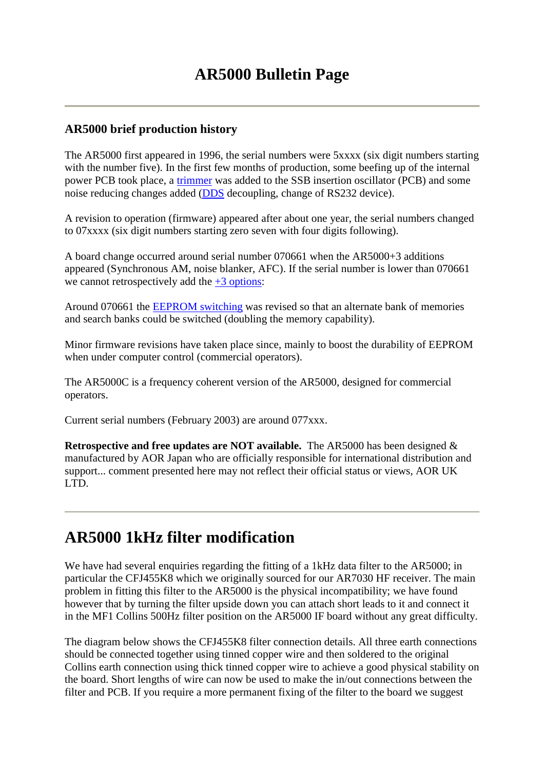# AR5000 Bulletin Page

## AR5000 brief production history

The AR5000 first appeared in 1996, the serial numbers were 5xxxx (six digit numbers starting with the number five). In the first few months of production, some beefing up of the internal power PCB took place, a trimmer was added to the SSB insertion oscillator (PCB) and some noise reducing changes added (DDS decoupling, change of RS232 device).

A revision to operation (firmware) appeared after about one year, the serial numbers changed to 07xxxx (six digit numbers starting zero seven with four digits following).

A board change occurred around serial number 070661 when the AR5000+3 additions appeared (Synchronous AM, noise blanker, AFC). If the serial number is lower than 070661 we cannot retrospectively add the +3 options:

Around 070661 the EEPROM switching was revised so that an alternate bank of memories and search banks could be switched (doubling the memory capability).

Minor firmware revisions have taken place since, mainly to boost the durability of EEPROM when under computer control (commercial operators).

The AR5000C is a frequency coherent version of the AR5000, designed for commercial operators.

Current serial numbers (February 2003) are around 077xxx.

**Retrospective and free updates are NOT available.** The AR5000 has been designed & manufactured by AOR Japan who are officially responsible for international distribution and support... comment presented here may not reflect their official status or views, AOR UK LTD.

# AR5000 1kHz filter modification

We have had several enquiries regarding the fitting of a 1kHz data filter to the AR5000; in particular the CFJ455K8 which we originally sourced for our AR7030 HF receiver. The main problem in fitting this filter to the AR5000 is the physical incompatibility; we have found however that by turning the filter upside down you can attach short leads to it and connect it in the MF1 Collins 500Hz filter position on the AR5000 IF board without any great difficulty.

The diagram below shows the CFJ455K8 filter connection details. All three earth connections should be connected together using tinned copper wire and then soldered to the original Collins earth connection using thick tinned copper wire to achieve a good physical stability on the board. Short lengths of wire can now be used to make the in/out connections between the filter and PCB. If you require a more permanent fixing of the filter to the board we suggest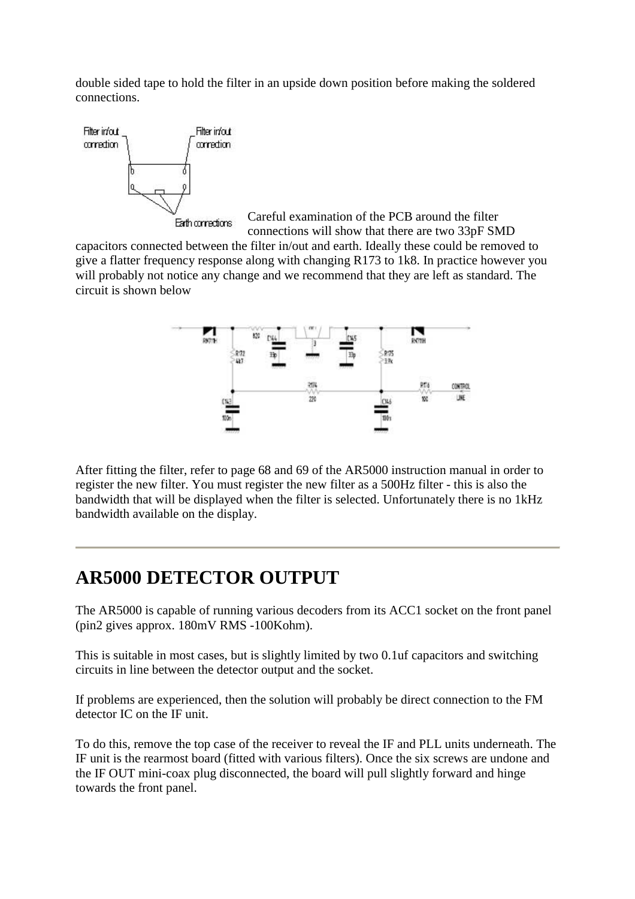double sided tape to hold the filter in an upside down position before making the soldered connections.

Careful examination of the PCB around the filter connections will show that there are two 33pF SMD capacitors connected between the filter in/out and earth. Ideally these could be removed to give a flatter frequency response along with changing R173 to 1k8. In practice however you will probably not notice any change and we recommend that they are left as standard. The circuit is shown below

After fitting the filter, refer to page 68 and 69 of the AR5000 instruction manual in order to register the new filter. You must register the new filter as a 500Hz filter - this is also the bandwidth that will be displayed when the filter is selected. Unfortunately there is no 1kHz bandwidth available on the display.

---

## AR5000 DETECTOR OUTPUT

The AR5000 is capable of running various decoders from its ACC1 socket on the front panel (pin2 gives approx. 180mV RMS -100Kohm).

This is suitable in most cases, but is slightly limited by two 0.1uf capacitors and switching circuits in line between the detector output and the socket.

If problems are experienced, then the solution will probably be direct connection to the FM detector IC on the IF unit.

To do this, remove the top case of the receiver to reveal the IF and PLL units underneath. The IF unit is the rearmost board (fitted with various filters). Once the six screws are undone and the IF OUT mini-coax plug disconnected, the board will pull slightly forward and hinge towards the front panel.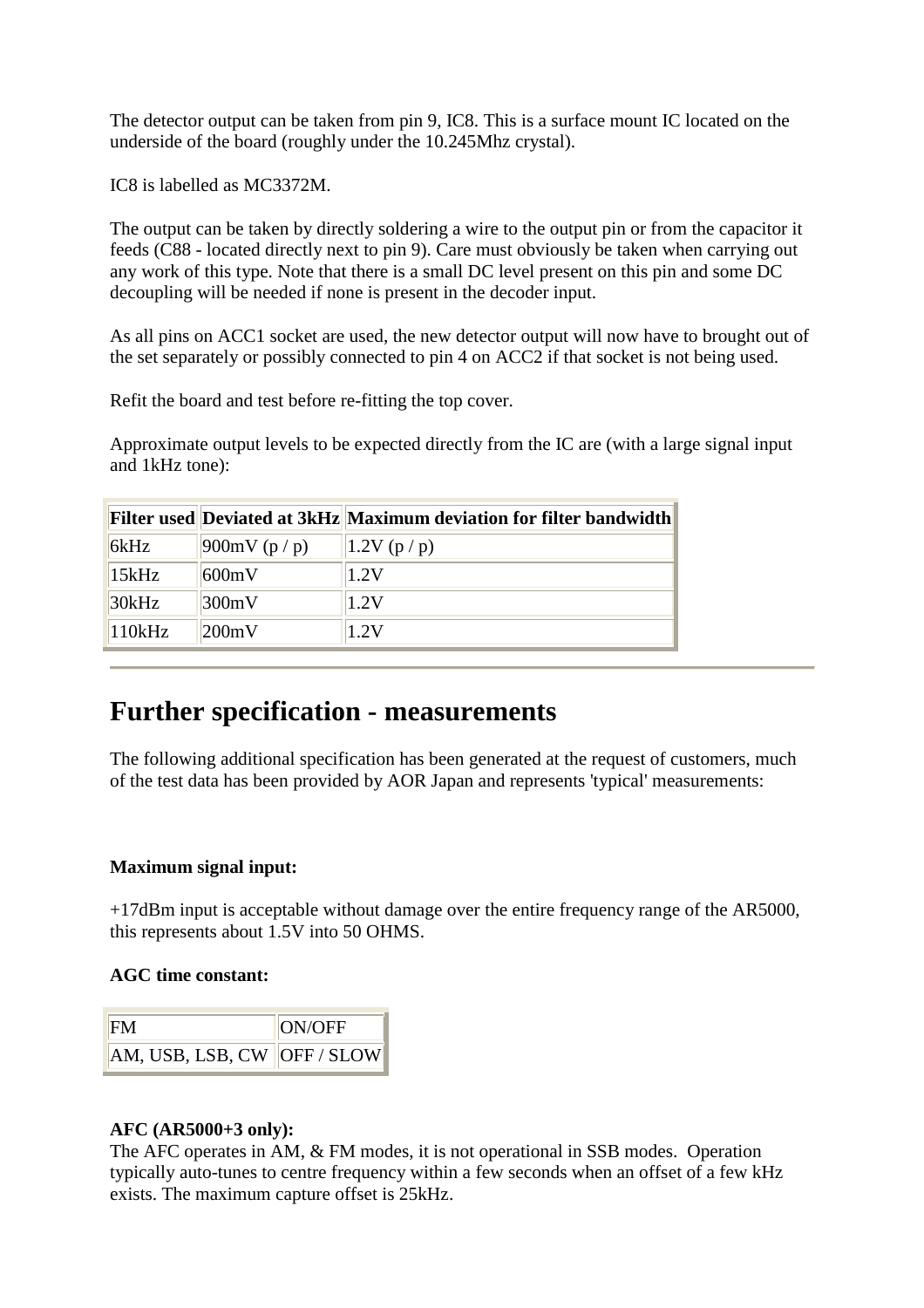The detector output can be taken from pin 9, IC8. This is a surface mount IC located on the underside of the board (roughly under the 10.245Mhz crystal).

IC8 is labelled as MC3372M.

The output can be taken by directly soldering a wire to the output pin or from the capacitor it feeds (C88 - located directly next to pin 9). Care must obviously be taken when carrying out any work of this type. Note that there is a small DC level present on this pin and some DC decoupling will be needed if none is present in the decoder input.

As all pins on ACC1 socket are used, the new detector output will now have to brought out of the set separately or possibly connected to pin 4 on ACC2 if that socket is not being used.

Refit the board and test before re-fitting the top cover.

Approximate output levels to be expected directly from the IC are (with a large signal input and 1kHz tone):

| Filter used | Deviated at 3kHz | Maximum deviation for filter bandwidth |
|---|---|---|
| 6kHz | 900mV (p / p) | 1.2V (p / p) |
| 15kHz | 600mV | 1.2V |
| 30kHz | 300mV | 1.2V |
| 110kHz | 200mV | 1.2V |

---

# Further specification - measurements

The following additional specification has been generated at the request of customers, much of the test data has been provided by AOR Japan and represents 'typical' measurements:

**Maximum signal input:**

+17dBm input is acceptable without damage over the entire frequency range of the AR5000, this represents about 1.5V into 50 OHMS.

**AGC time constant:**

| FM | ON/OFF |
|---|---|
| AM, USB, LSB, CW | OFF / SLOW |

**AFC (AR5000+3 only):**
The AFC operates in AM, & FM modes, it is not operational in SSB modes. Operation typically auto-tunes to centre frequency within a few seconds when an offset of a few kHz exists. The maximum capture offset is 25kHz.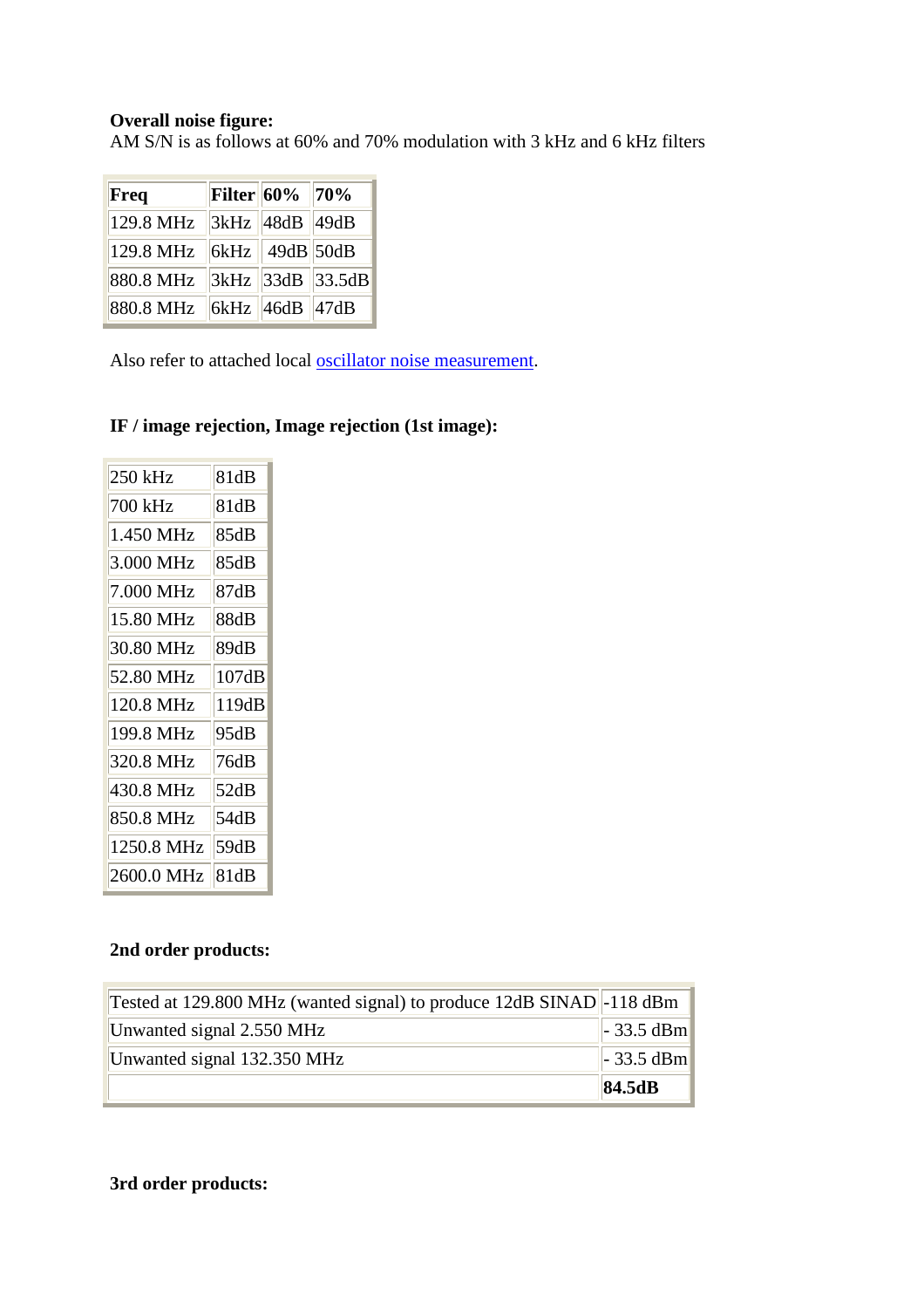**Overall noise figure:**
AM S/N is as follows at 60% and 70% modulation with 3 kHz and 6 kHz filters

| Freq | Filter | 60% | 70% |
|---|---|---|---|
| 129.8 MHz | 3kHz | 48dB | 49dB |
| 129.8 MHz | 6kHz | 49dB | 50dB |
| 880.8 MHz | 3kHz | 33dB | 33.5dB |
| 880.8 MHz | 6kHz | 46dB | 47dB |

Also refer to attached local oscillator noise measurement.

**IF / image rejection, Image rejection (1st image):**

| | |
|---|---|
| 250 kHz | 81dB |
| 700 kHz | 81dB |
| 1.450 MHz | 85dB |
| 3.000 MHz | 85dB |
| 7.000 MHz | 87dB |
| 15.80 MHz | 88dB |
| 30.80 MHz | 89dB |
| 52.80 MHz | 107dB |
| 120.8 MHz | 119dB |
| 199.8 MHz | 95dB |
| 320.8 MHz | 76dB |
| 430.8 MHz | 52dB |
| 850.8 MHz | 54dB |
| 1250.8 MHz | 59dB |
| 2600.0 MHz | 81dB |

**2nd order products:**

| | |
|---|---|
| Tested at 129.800 MHz (wanted signal) to produce 12dB SINAD | -118 dBm |
| Unwanted signal 2.550 MHz | - 33.5 dBm |
| Unwanted signal 132.350 MHz | - 33.5 dBm |
| | **84.5dB** |

**3rd order products:**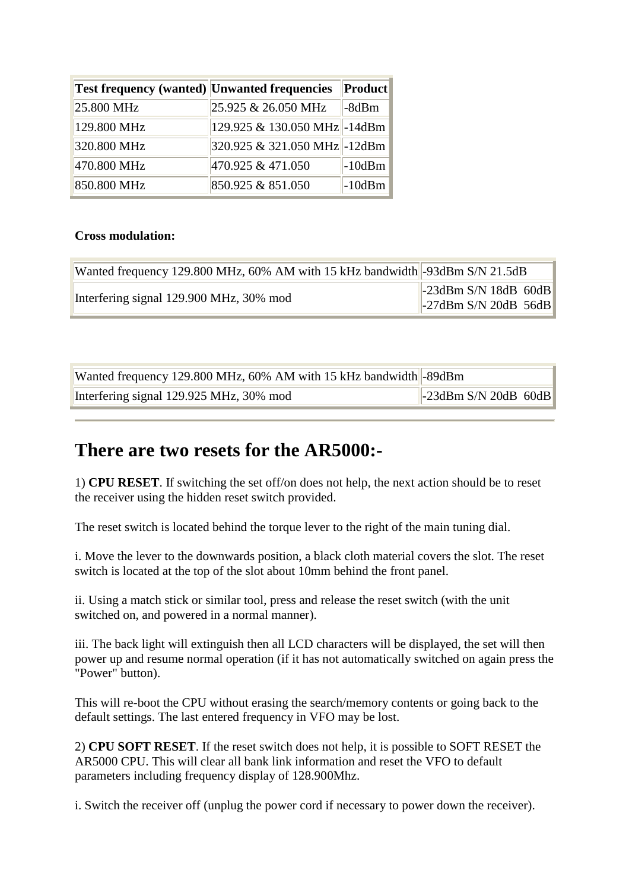| Test frequency (wanted) | Unwanted frequencies | Product |
| --- | --- | --- |
| 25.800 MHz | 25.925 & 26.050 MHz | -8dBm |
| 129.800 MHz | 129.925 & 130.050 MHz | -14dBm |
| 320.800 MHz | 320.925 & 321.050 MHz | -12dBm |
| 470.800 MHz | 470.925 & 471.050 | -10dBm |
| 850.800 MHz | 850.925 & 851.050 | -10dBm |

**Cross modulation:**

| Wanted frequency 129.800 MHz, 60% AM with 15 kHz bandwidth | -93dBm S/N 21.5dB |
| --- | --- |
| Interfering signal 129.900 MHz, 30% mod | -23dBm S/N 18dB 60dB<br>-27dBm S/N 20dB 56dB |

| Wanted frequency 129.800 MHz, 60% AM with 15 kHz bandwidth | -89dBm |
| --- | --- |
| Interfering signal 129.925 MHz, 30% mod | -23dBm S/N 20dB 60dB |

---

# There are two resets for the AR5000:-

1) **CPU RESET**. If switching the set off/on does not help, the next action should be to reset the receiver using the hidden reset switch provided.

The reset switch is located behind the torque lever to the right of the main tuning dial.

i. Move the lever to the downwards position, a black cloth material covers the slot. The reset switch is located at the top of the slot about 10mm behind the front panel.

ii. Using a match stick or similar tool, press and release the reset switch (with the unit switched on, and powered in a normal manner).

iii. The back light will extinguish then all LCD characters will be displayed, the set will then power up and resume normal operation (if it has not automatically switched on again press the "Power" button).

This will re-boot the CPU without erasing the search/memory contents or going back to the default settings. The last entered frequency in VFO may be lost.

2) **CPU SOFT RESET**. If the reset switch does not help, it is possible to SOFT RESET the AR5000 CPU. This will clear all bank link information and reset the VFO to default parameters including frequency display of 128.900Mhz.

i. Switch the receiver off (unplug the power cord if necessary to power down the receiver).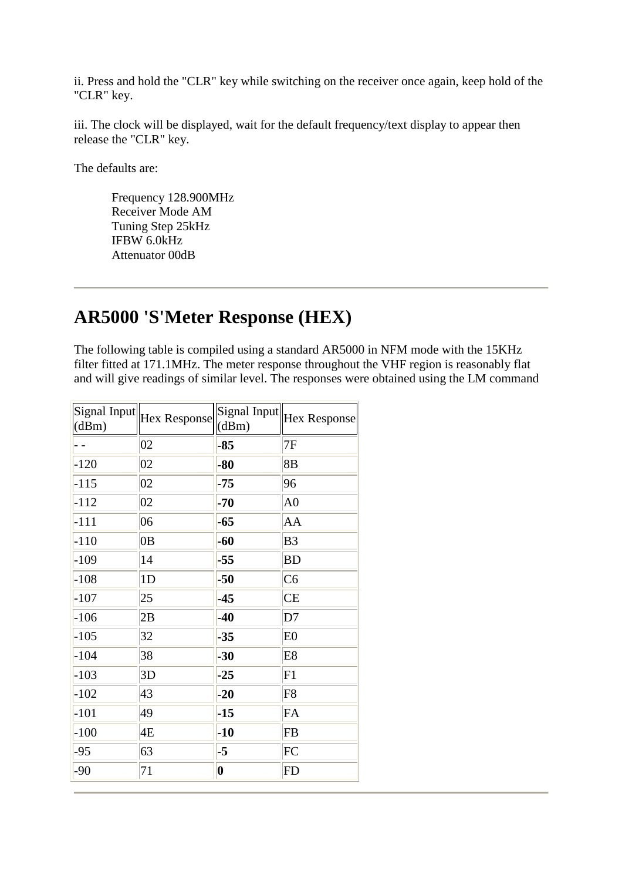ii. Press and hold the "CLR" key while switching on the receiver once again, keep hold of the "CLR" key.

iii. The clock will be displayed, wait for the default frequency/text display to appear then release the "CLR" key.

The defaults are:

Frequency 128.900MHz
Receiver Mode AM
Tuning Step 25kHz
IFBW 6.0kHz
Attenuator 00dB

---

# AR5000 'S'Meter Response (HEX)

The following table is compiled using a standard AR5000 in NFM mode with the 15KHz filter fitted at 171.1MHz. The meter response throughout the VHF region is reasonably flat and will give readings of similar level. The responses were obtained using the LM command

| Signal Input (dBm) | Hex Response | Signal Input (dBm) | Hex Response |
|---|---|---|---|
| - - | 02 | **-85** | 7F |
| -120 | 02 | **-80** | 8B |
| -115 | 02 | **-75** | 96 |
| -112 | 02 | **-70** | A0 |
| -111 | 06 | **-65** | AA |
| -110 | 0B | **-60** | B3 |
| -109 | 14 | **-55** | BD |
| -108 | 1D | **-50** | C6 |
| -107 | 25 | **-45** | CE |
| -106 | 2B | **-40** | D7 |
| -105 | 32 | **-35** | E0 |
| -104 | 38 | **-30** | E8 |
| -103 | 3D | **-25** | F1 |
| -102 | 43 | **-20** | F8 |
| -101 | 49 | **-15** | FA |
| -100 | 4E | **-10** | FB |
| -95 | 63 | **-5** | FC |
| -90 | 71 | **0** | FD |

---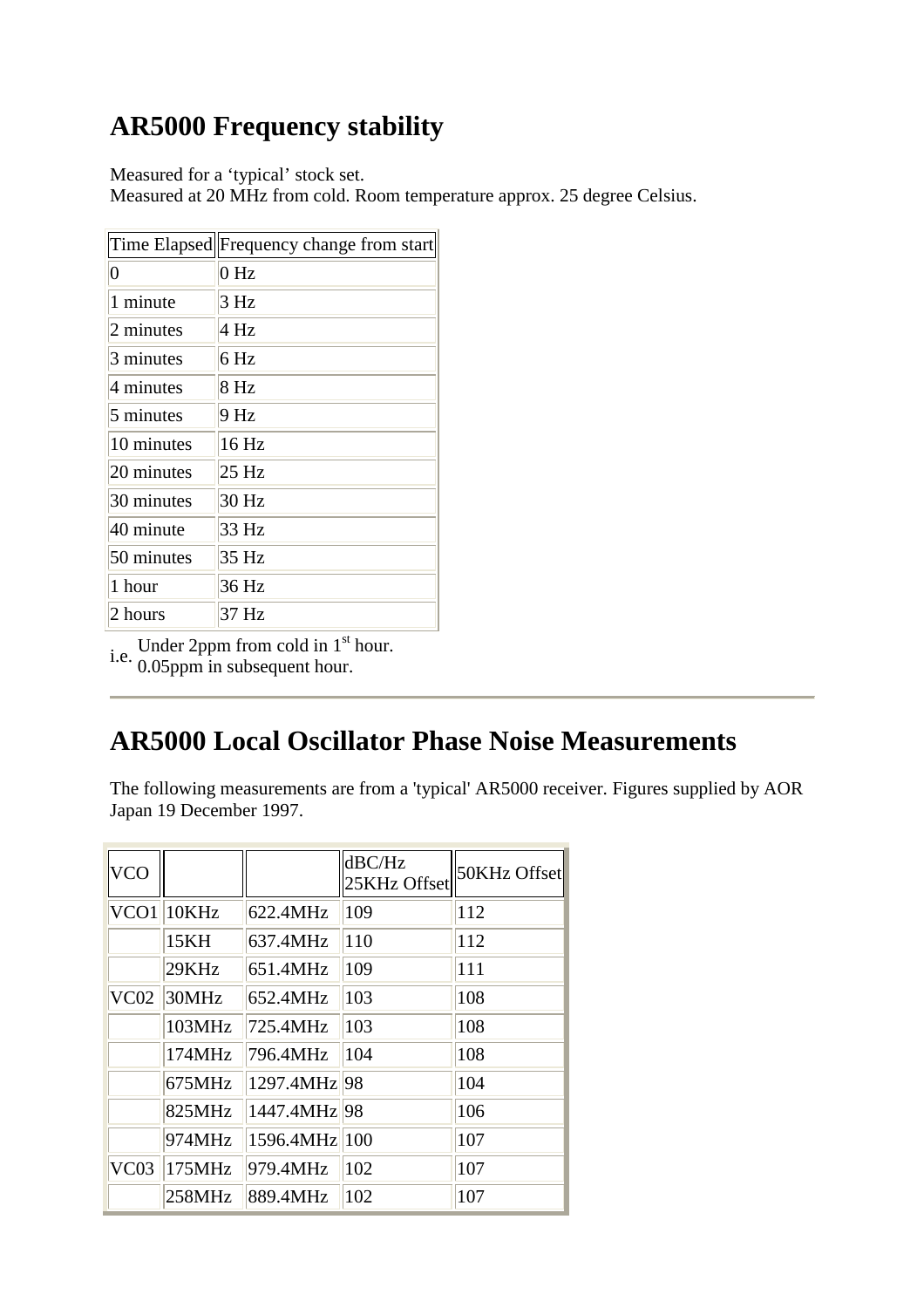## AR5000 Frequency stability

Measured for a 'typical' stock set.
Measured at 20 MHz from cold. Room temperature approx. 25 degree Celsius.

| Time Elapsed | Frequency change from start |
|---|---|
| 0 | 0 Hz |
| 1 minute | 3 Hz |
| 2 minutes | 4 Hz |
| 3 minutes | 6 Hz |
| 4 minutes | 8 Hz |
| 5 minutes | 9 Hz |
| 10 minutes | 16 Hz |
| 20 minutes | 25 Hz |
| 30 minutes | 30 Hz |
| 40 minute | 33 Hz |
| 50 minutes | 35 Hz |
| 1 hour | 36 Hz |
| 2 hours | 37 Hz |

i.e. Under 2ppm from cold in 1st hour.
0.05ppm in subsequent hour.

---

## AR5000 Local Oscillator Phase Noise Measurements

The following measurements are from a 'typical' AR5000 receiver. Figures supplied by AOR Japan 19 December 1997.

| VCO | | | dBC/Hz 25KHz Offset | 50KHz Offset |
|---|---|---|---|---|
| VCO1 | 10KHz | 622.4MHz | 109 | 112 |
| | 15KH | 637.4MHz | 110 | 112 |
| | 29KHz | 651.4MHz | 109 | 111 |
| VC02 | 30MHz | 652.4MHz | 103 | 108 |
| | 103MHz | 725.4MHz | 103 | 108 |
| | 174MHz | 796.4MHz | 104 | 108 |
| | 675MHz | 1297.4MHz | 98 | 104 |
| | 825MHz | 1447.4MHz | 98 | 106 |
| | 974MHz | 1596.4MHz | 100 | 107 |
| VC03 | 175MHz | 979.4MHz | 102 | 107 |
| | 258MHz | 889.4MHz | 102 | 107 |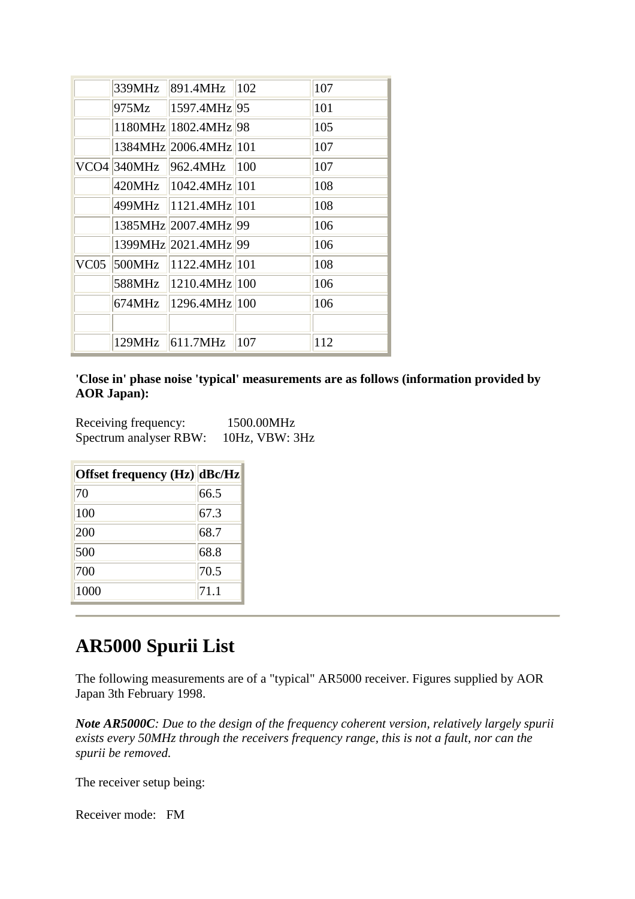|  |  |  |  |  |
|---|---|---|---|---|
|  | 339MHz | 891.4MHz | 102 | 107 |
|  | 975Mz | 1597.4MHz | 95 | 101 |
|  | 1180MHz | 1802.4MHz | 98 | 105 |
|  | 1384MHz | 2006.4MHz | 101 | 107 |
| VCO4 | 340MHz | 962.4MHz | 100 | 107 |
|  | 420MHz | 1042.4MHz | 101 | 108 |
|  | 499MHz | 1121.4MHz | 101 | 108 |
|  | 1385MHz | 2007.4MHz | 99 | 106 |
|  | 1399MHz | 2021.4MHz | 99 | 106 |
| VC05 | 500MHz | 1122.4MHz | 101 | 108 |
|  | 588MHz | 1210.4MHz | 100 | 106 |
|  | 674MHz | 1296.4MHz | 100 | 106 |
|  |  |  |  |  |
|  | 129MHz | 611.7MHz | 107 | 112 |

**'Close in' phase noise 'typical' measurements are as follows (information provided by AOR Japan):**

Receiving frequency: 1500.00MHz
Spectrum analyser RBW: 10Hz, VBW: 3Hz

| Offset frequency (Hz) | dBc/Hz |
|---|---|
| 70 | 66.5 |
| 100 | 67.3 |
| 200 | 68.7 |
| 500 | 68.8 |
| 700 | 70.5 |
| 1000 | 71.1 |

---

# AR5000 Spurii List

The following measurements are of a "typical" AR5000 receiver. Figures supplied by AOR Japan 3th February 1998.

***Note AR5000C****: Due to the design of the frequency coherent version, relatively largely spurii exists every 50MHz through the receivers frequency range, this is not a fault, nor can the spurii be removed.*

The receiver setup being:

Receiver mode: FM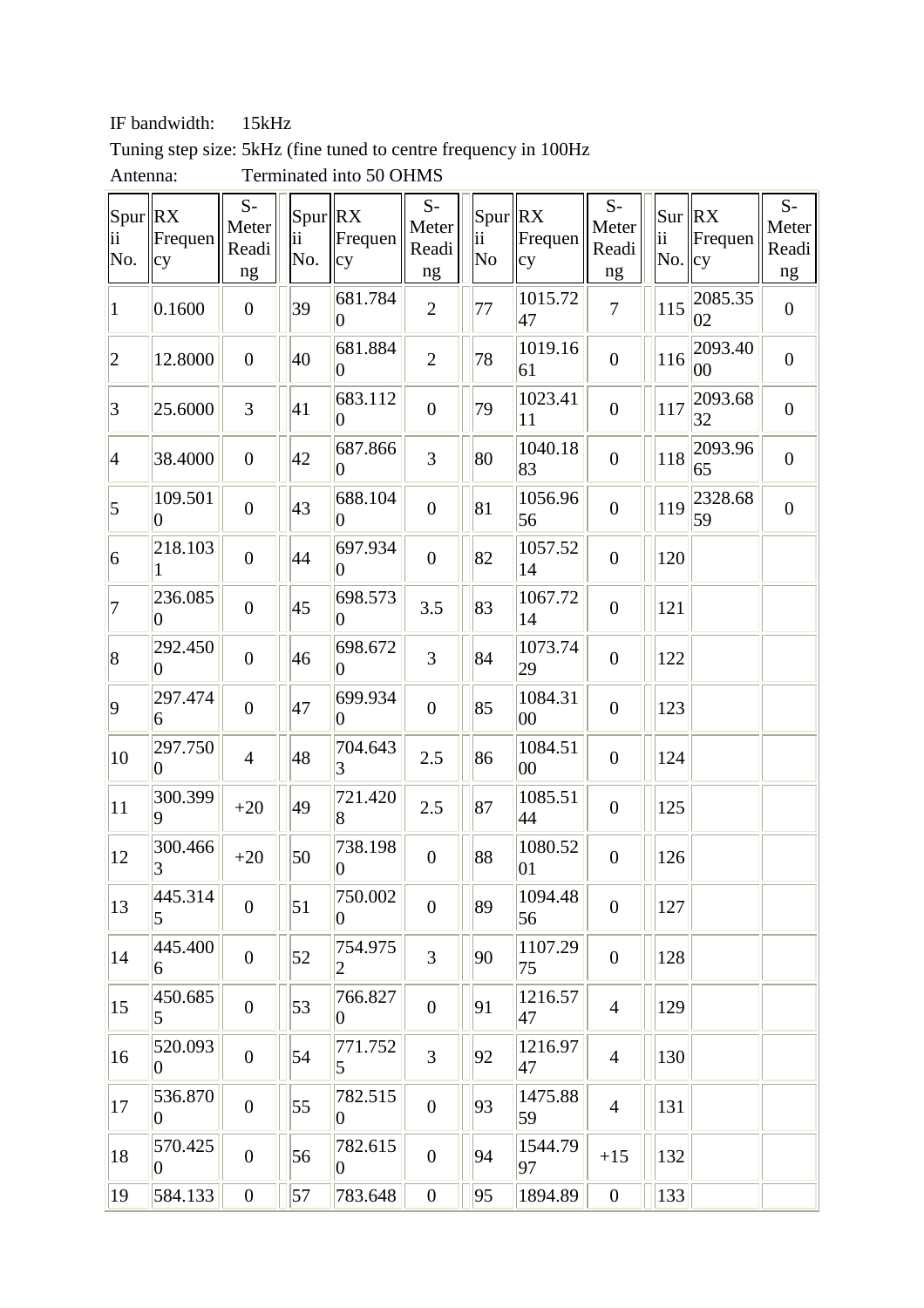IF bandwidth: 15kHz

Tuning step size: 5kHz (fine tuned to centre frequency in 100Hz

Antenna: Terminated into 50 OHMS

| Spurii No. | RX Frequency | S-Meter Reading | | Spurii No. | RX Frequency | S-Meter Reading | | Spurii No | RX Frequency | S-Meter Reading | | Surii No. | RX Frequency | S-Meter Reading |
|---|---|---|---|---|---|---|---|---|---|---|---|---|---|---|
| 1 | 0.1600 | 0 | | 39 | 681.7840 | 2 | | 77 | 1015.7247 | 7 | | 115 | 2085.3502 | 0 |
| 2 | 12.8000 | 0 | | 40 | 681.8840 | 2 | | 78 | 1019.1661 | 0 | | 116 | 2093.4000 | 0 |
| 3 | 25.6000 | 3 | | 41 | 683.1120 | 0 | | 79 | 1023.4111 | 0 | | 117 | 2093.6832 | 0 |
| 4 | 38.4000 | 0 | | 42 | 687.8660 | 3 | | 80 | 1040.1883 | 0 | | 118 | 2093.9665 | 0 |
| 5 | 109.5010 | 0 | | 43 | 688.1040 | 0 | | 81 | 1056.9656 | 0 | | 119 | 2328.6859 | 0 |
| 6 | 218.1031 | 0 | | 44 | 697.9340 | 0 | | 82 | 1057.5214 | 0 | | 120 | | |
| 7 | 236.0850 | 0 | | 45 | 698.5730 | 3.5 | | 83 | 1067.7214 | 0 | | 121 | | |
| 8 | 292.4500 | 0 | | 46 | 698.6720 | 3 | | 84 | 1073.7429 | 0 | | 122 | | |
| 9 | 297.4746 | 0 | | 47 | 699.9340 | 0 | | 85 | 1084.3100 | 0 | | 123 | | |
| 10 | 297.7500 | 4 | | 48 | 704.6433 | 2.5 | | 86 | 1084.5100 | 0 | | 124 | | |
| 11 | 300.3999 | +20 | | 49 | 721.4208 | 2.5 | | 87 | 1085.5144 | 0 | | 125 | | |
| 12 | 300.4663 | +20 | | 50 | 738.1980 | 0 | | 88 | 1080.5201 | 0 | | 126 | | |
| 13 | 445.3145 | 0 | | 51 | 750.0020 | 0 | | 89 | 1094.4856 | 0 | | 127 | | |
| 14 | 445.4006 | 0 | | 52 | 754.9752 | 3 | | 90 | 1107.2975 | 0 | | 128 | | |
| 15 | 450.6855 | 0 | | 53 | 766.8270 | 0 | | 91 | 1216.5747 | 4 | | 129 | | |
| 16 | 520.0930 | 0 | | 54 | 771.7525 | 3 | | 92 | 1216.9747 | 4 | | 130 | | |
| 17 | 536.8700 | 0 | | 55 | 782.5150 | 0 | | 93 | 1475.8859 | 4 | | 131 | | |
| 18 | 570.4250 | 0 | | 56 | 782.6150 | 0 | | 94 | 1544.7997 | +15 | | 132 | | |
| 19 | 584.133 | 0 | | 57 | 783.648 | 0 | | 95 | 1894.89 | 0 | | 133 | | |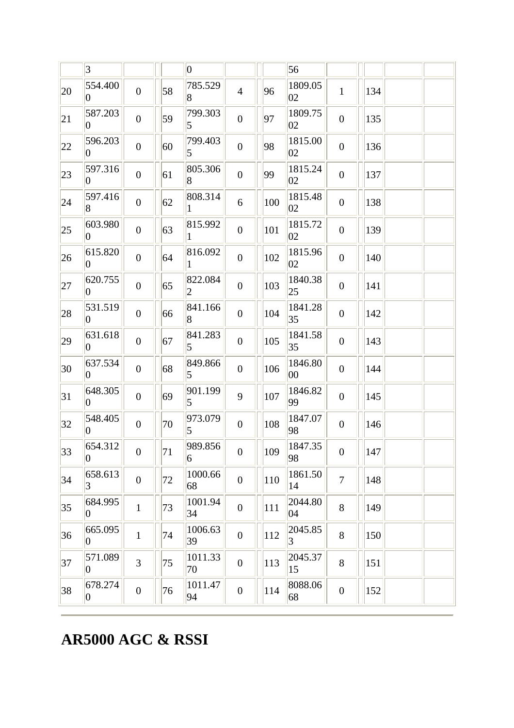| | 3 | | | | 0 | | | | 56 | | | | | |
|---|---|---|---|---|---|---|---|---|---|---|---|---|---|---|
| 20 | 554.4000 | 0 | | 58 | 785.5298 | 4 | | 96 | 1809.0502 | 1 | | 134 | | |
| 21 | 587.2030 | 0 | | 59 | 799.3035 | 0 | | 97 | 1809.7502 | 0 | | 135 | | |
| 22 | 596.2030 | 0 | | 60 | 799.4035 | 0 | | 98 | 1815.0002 | 0 | | 136 | | |
| 23 | 597.3160 | 0 | | 61 | 805.3068 | 0 | | 99 | 1815.2402 | 0 | | 137 | | |
| 24 | 597.4168 | 0 | | 62 | 808.3141 | 6 | | 100 | 1815.4802 | 0 | | 138 | | |
| 25 | 603.9800 | 0 | | 63 | 815.9921 | 0 | | 101 | 1815.7202 | 0 | | 139 | | |
| 26 | 615.8200 | 0 | | 64 | 816.0921 | 0 | | 102 | 1815.9602 | 0 | | 140 | | |
| 27 | 620.7550 | 0 | | 65 | 822.0842 | 0 | | 103 | 1840.3825 | 0 | | 141 | | |
| 28 | 531.5190 | 0 | | 66 | 841.1668 | 0 | | 104 | 1841.2835 | 0 | | 142 | | |
| 29 | 631.6180 | 0 | | 67 | 841.2835 | 0 | | 105 | 1841.5835 | 0 | | 143 | | |
| 30 | 637.5340 | 0 | | 68 | 849.8665 | 0 | | 106 | 1846.8000 | 0 | | 144 | | |
| 31 | 648.3050 | 0 | | 69 | 901.1995 | 9 | | 107 | 1846.8299 | 0 | | 145 | | |
| 32 | 548.4050 | 0 | | 70 | 973.0795 | 0 | | 108 | 1847.0798 | 0 | | 146 | | |
| 33 | 654.3120 | 0 | | 71 | 989.8566 | 0 | | 109 | 1847.3598 | 0 | | 147 | | |
| 34 | 658.6133 | 0 | | 72 | 1000.6668 | 0 | | 110 | 1861.5014 | 7 | | 148 | | |
| 35 | 684.9950 | 1 | | 73 | 1001.9434 | 0 | | 111 | 2044.8004 | 8 | | 149 | | |
| 36 | 665.0950 | 1 | | 74 | 1006.6339 | 0 | | 112 | 2045.853 | 8 | | 150 | | |
| 37 | 571.0890 | 3 | | 75 | 1011.3370 | 0 | | 113 | 2045.3715 | 8 | | 151 | | |
| 38 | 678.2740 | 0 | | 76 | 1011.4794 | 0 | | 114 | 8088.0668 | 0 | | 152 | | |

---

# AR5000 AGC & RSSI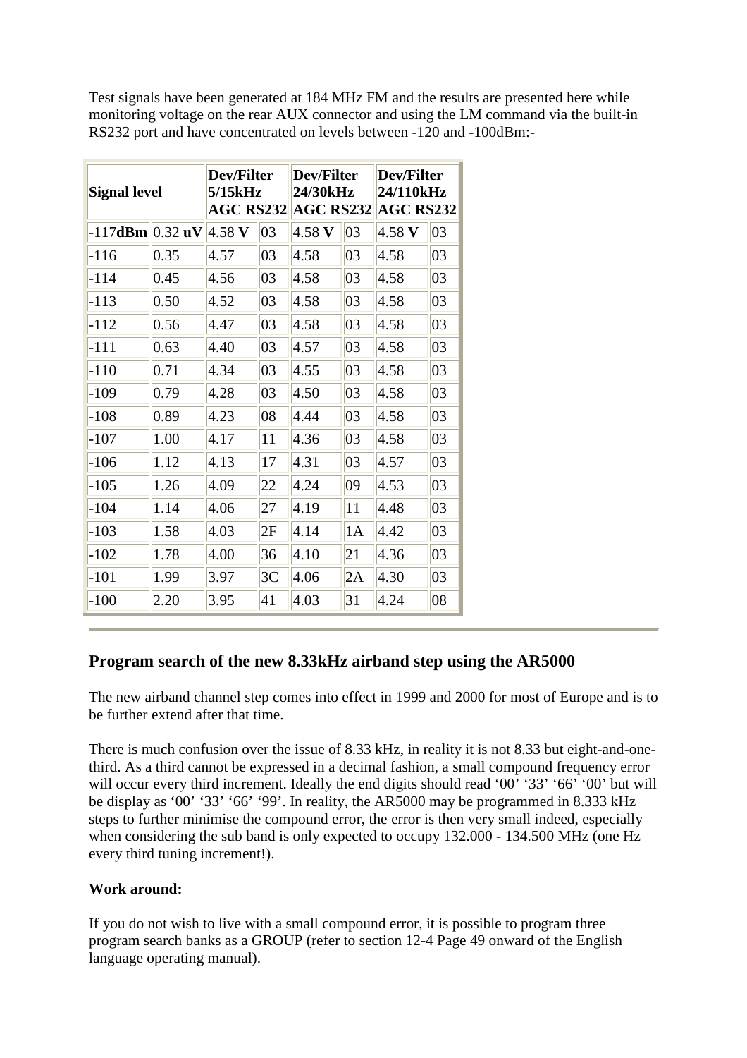Test signals have been generated at 184 MHz FM and the results are presented here while monitoring voltage on the rear AUX connector and using the LM command via the built-in RS232 port and have concentrated on levels between -120 and -100dBm:-

| Signal level | | Dev/Filter 5/15kHz AGC | RS232 | Dev/Filter 24/30kHz AGC | RS232 | Dev/Filter 24/110kHz AGC | RS232 |
|---|---|---|---|---|---|---|---|
| -117**dBm** | 0.32 **uV** | 4.58 **V** | 03 | 4.58 **V** | 03 | 4.58 **V** | 03 |
| -116 | 0.35 | 4.57 | 03 | 4.58 | 03 | 4.58 | 03 |
| -114 | 0.45 | 4.56 | 03 | 4.58 | 03 | 4.58 | 03 |
| -113 | 0.50 | 4.52 | 03 | 4.58 | 03 | 4.58 | 03 |
| -112 | 0.56 | 4.47 | 03 | 4.58 | 03 | 4.58 | 03 |
| -111 | 0.63 | 4.40 | 03 | 4.57 | 03 | 4.58 | 03 |
| -110 | 0.71 | 4.34 | 03 | 4.55 | 03 | 4.58 | 03 |
| -109 | 0.79 | 4.28 | 03 | 4.50 | 03 | 4.58 | 03 |
| -108 | 0.89 | 4.23 | 08 | 4.44 | 03 | 4.58 | 03 |
| -107 | 1.00 | 4.17 | 11 | 4.36 | 03 | 4.58 | 03 |
| -106 | 1.12 | 4.13 | 17 | 4.31 | 03 | 4.57 | 03 |
| -105 | 1.26 | 4.09 | 22 | 4.24 | 09 | 4.53 | 03 |
| -104 | 1.14 | 4.06 | 27 | 4.19 | 11 | 4.48 | 03 |
| -103 | 1.58 | 4.03 | 2F | 4.14 | 1A | 4.42 | 03 |
| -102 | 1.78 | 4.00 | 36 | 4.10 | 21 | 4.36 | 03 |
| -101 | 1.99 | 3.97 | 3C | 4.06 | 2A | 4.30 | 03 |
| -100 | 2.20 | 3.95 | 41 | 4.03 | 31 | 4.24 | 08 |

---

## Program search of the new 8.33kHz airband step using the AR5000

The new airband channel step comes into effect in 1999 and 2000 for most of Europe and is to be further extend after that time.

There is much confusion over the issue of 8.33 kHz, in reality it is not 8.33 but eight-and-one-third. As a third cannot be expressed in a decimal fashion, a small compound frequency error will occur every third increment. Ideally the end digits should read '00' '33' '66' '00' but will be display as '00' '33' '66' '99'. In reality, the AR5000 may be programmed in 8.333 kHz steps to further minimise the compound error, the error is then very small indeed, especially when considering the sub band is only expected to occupy 132.000 - 134.500 MHz (one Hz every third tuning increment!).

**Work around:**

If you do not wish to live with a small compound error, it is possible to program three program search banks as a GROUP (refer to section 12-4 Page 49 onward of the English language operating manual).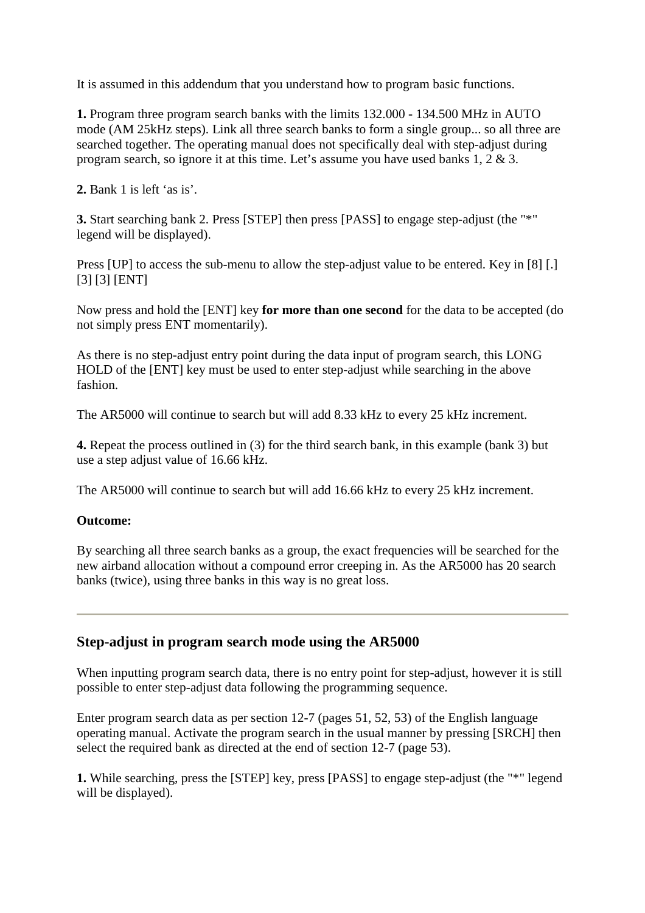It is assumed in this addendum that you understand how to program basic functions.

**1.** Program three program search banks with the limits 132.000 - 134.500 MHz in AUTO mode (AM 25kHz steps). Link all three search banks to form a single group... so all three are searched together. The operating manual does not specifically deal with step-adjust during program search, so ignore it at this time. Let's assume you have used banks 1, 2 & 3.

**2.** Bank 1 is left 'as is'.

**3.** Start searching bank 2. Press [STEP] then press [PASS] to engage step-adjust (the "*" legend will be displayed).

Press [UP] to access the sub-menu to allow the step-adjust value to be entered. Key in [8] [.] [3] [3] [ENT]

Now press and hold the [ENT] key **for more than one second** for the data to be accepted (do not simply press ENT momentarily).

As there is no step-adjust entry point during the data input of program search, this LONG HOLD of the [ENT] key must be used to enter step-adjust while searching in the above fashion.

The AR5000 will continue to search but will add 8.33 kHz to every 25 kHz increment.

**4.** Repeat the process outlined in (3) for the third search bank, in this example (bank 3) but use a step adjust value of 16.66 kHz.

The AR5000 will continue to search but will add 16.66 kHz to every 25 kHz increment.

**Outcome:**

By searching all three search banks as a group, the exact frequencies will be searched for the new airband allocation without a compound error creeping in. As the AR5000 has 20 search banks (twice), using three banks in this way is no great loss.

---

## Step-adjust in program search mode using the AR5000

When inputting program search data, there is no entry point for step-adjust, however it is still possible to enter step-adjust data following the programming sequence.

Enter program search data as per section 12-7 (pages 51, 52, 53) of the English language operating manual. Activate the program search in the usual manner by pressing [SRCH] then select the required bank as directed at the end of section 12-7 (page 53).

**1.** While searching, press the [STEP] key, press [PASS] to engage step-adjust (the "*" legend will be displayed).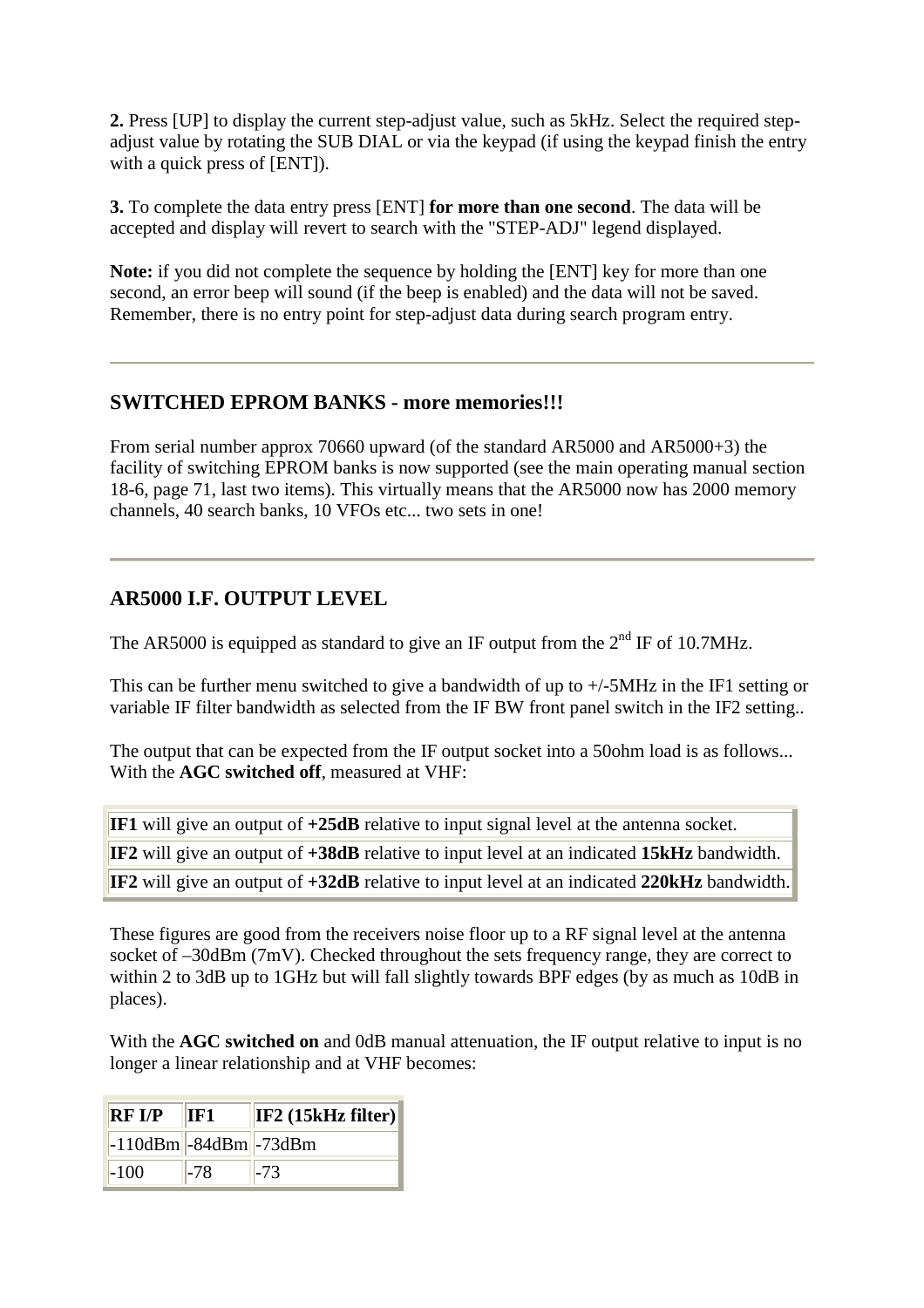**2.** Press [UP] to display the current step-adjust value, such as 5kHz. Select the required step-adjust value by rotating the SUB DIAL or via the keypad (if using the keypad finish the entry with a quick press of [ENT]).

**3.** To complete the data entry press [ENT] **for more than one second**. The data will be accepted and display will revert to search with the "STEP-ADJ" legend displayed.

**Note:** if you did not complete the sequence by holding the [ENT] key for more than one second, an error beep will sound (if the beep is enabled) and the data will not be saved. Remember, there is no entry point for step-adjust data during search program entry.

---

## SWITCHED EPROM BANKS - more memories!!!

From serial number approx 70660 upward (of the standard AR5000 and AR5000+3) the facility of switching EPROM banks is now supported (see the main operating manual section 18-6, page 71, last two items). This virtually means that the AR5000 now has 2000 memory channels, 40 search banks, 10 VFOs etc... two sets in one!

---

## AR5000 I.F. OUTPUT LEVEL

The AR5000 is equipped as standard to give an IF output from the 2nd IF of 10.7MHz.

This can be further menu switched to give a bandwidth of up to +/-5MHz in the IF1 setting or variable IF filter bandwidth as selected from the IF BW front panel switch in the IF2 setting..

The output that can be expected from the IF output socket into a 50ohm load is as follows... With the **AGC switched off**, measured at VHF:

| |
|---|
| **IF1** will give an output of **+25dB** relative to input signal level at the antenna socket. |
| **IF2** will give an output of **+38dB** relative to input level at an indicated **15kHz** bandwidth. |
| **IF2** will give an output of **+32dB** relative to input level at an indicated **220kHz** bandwidth. |

These figures are good from the receivers noise floor up to a RF signal level at the antenna socket of –30dBm (7mV). Checked throughout the sets frequency range, they are correct to within 2 to 3dB up to 1GHz but will fall slightly towards BPF edges (by as much as 10dB in places).

With the **AGC switched on** and 0dB manual attenuation, the IF output relative to input is no longer a linear relationship and at VHF becomes:

| **RF I/P** | **IF1** | **IF2 (15kHz filter)** |
|---|---|---|
| -110dBm | -84dBm | -73dBm |
| -100 | -78 | -73 |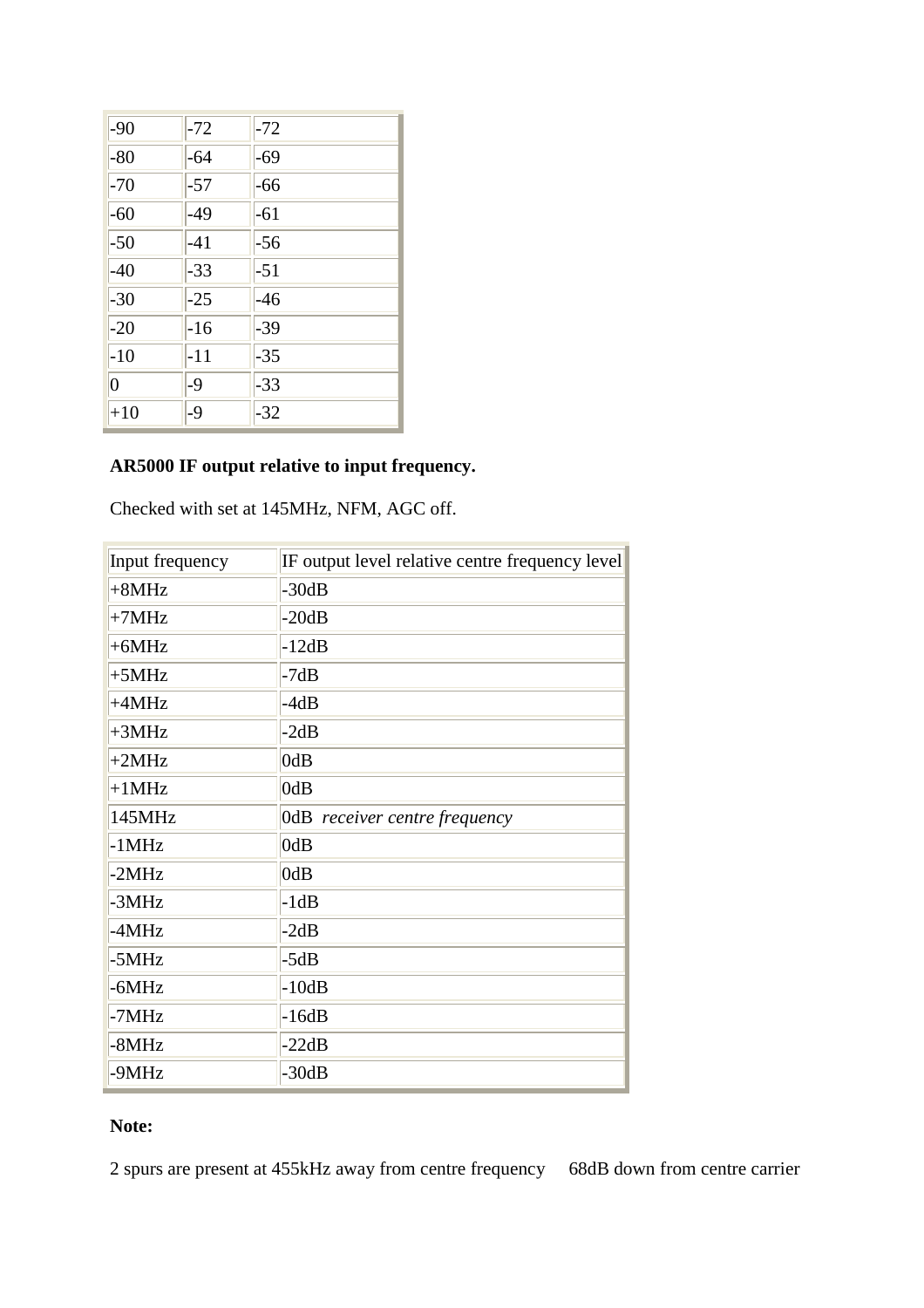| | | |
|---|---|---|
| -90 | -72 | -72 |
| -80 | -64 | -69 |
| -70 | -57 | -66 |
| -60 | -49 | -61 |
| -50 | -41 | -56 |
| -40 | -33 | -51 |
| -30 | -25 | -46 |
| -20 | -16 | -39 |
| -10 | -11 | -35 |
| 0 | -9 | -33 |
| +10 | -9 | -32 |

**AR5000 IF output relative to input frequency.**

Checked with set at 145MHz, NFM, AGC off.

| Input frequency | IF output level relative centre frequency level |
|---|---|
| +8MHz | -30dB |
| +7MHz | -20dB |
| +6MHz | -12dB |
| +5MHz | -7dB |
| +4MHz | -4dB |
| +3MHz | -2dB |
| +2MHz | 0dB |
| +1MHz | 0dB |
| 145MHz | 0dB *receiver centre frequency* |
| -1MHz | 0dB |
| -2MHz | 0dB |
| -3MHz | -1dB |
| -4MHz | -2dB |
| -5MHz | -5dB |
| -6MHz | -10dB |
| -7MHz | -16dB |
| -8MHz | -22dB |
| -9MHz | -30dB |

**Note:**

2 spurs are present at 455kHz away from centre frequency     68dB down from centre carrier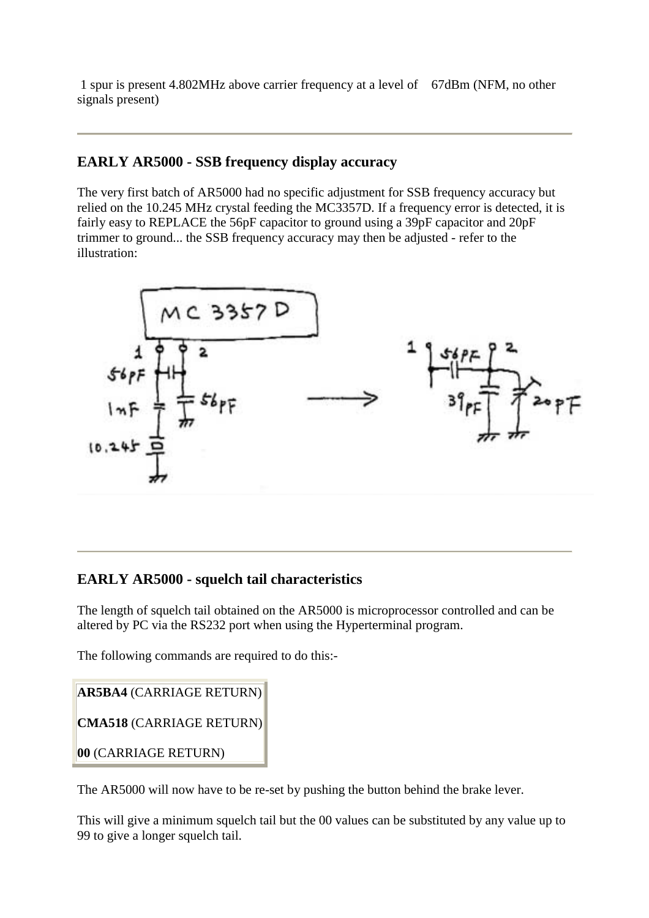1 spur is present 4.802MHz above carrier frequency at a level of 67dBm (NFM, no other signals present)

---

## EARLY AR5000 - SSB frequency display accuracy

The very first batch of AR5000 had no specific adjustment for SSB frequency accuracy but relied on the 10.245 MHz crystal feeding the MC3357D. If a frequency error is detected, it is fairly easy to REPLACE the 56pF capacitor to ground using a 39pF capacitor and 20pF trimmer to ground... the SSB frequency accuracy may then be adjusted - refer to the illustration:

---

## EARLY AR5000 - squelch tail characteristics

The length of squelch tail obtained on the AR5000 is microprocessor controlled and can be altered by PC via the RS232 port when using the Hyperterminal program.

The following commands are required to do this:-

**AR5BA4** (CARRIAGE RETURN)

**CMA518** (CARRIAGE RETURN)

**00** (CARRIAGE RETURN)

The AR5000 will now have to be re-set by pushing the button behind the brake lever.

This will give a minimum squelch tail but the 00 values can be substituted by any value up to 99 to give a longer squelch tail.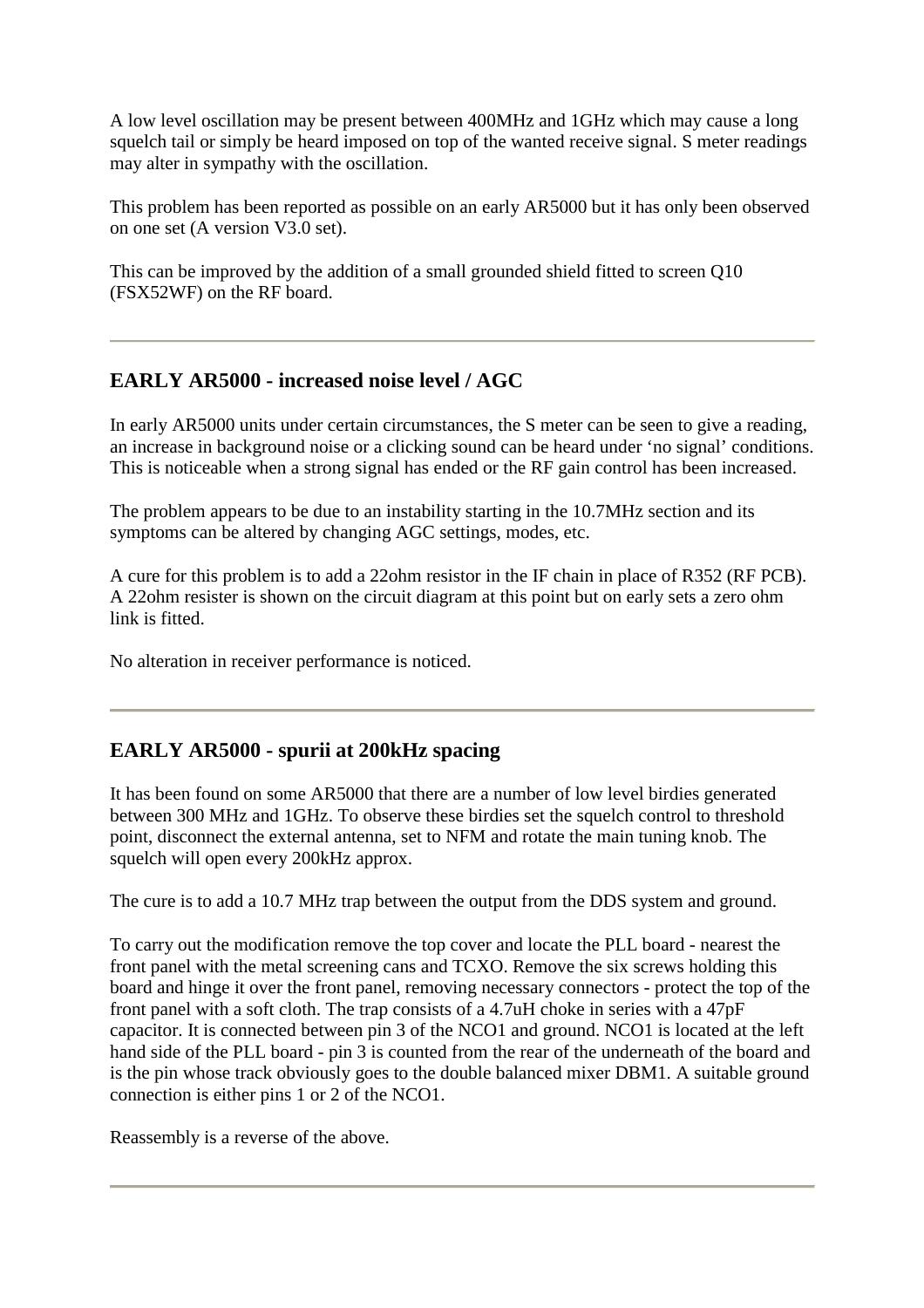A low level oscillation may be present between 400MHz and 1GHz which may cause a long squelch tail or simply be heard imposed on top of the wanted receive signal. S meter readings may alter in sympathy with the oscillation.

This problem has been reported as possible on an early AR5000 but it has only been observed on one set (A version V3.0 set).

This can be improved by the addition of a small grounded shield fitted to screen Q10 (FSX52WF) on the RF board.

---

## EARLY AR5000 - increased noise level / AGC

In early AR5000 units under certain circumstances, the S meter can be seen to give a reading, an increase in background noise or a clicking sound can be heard under 'no signal' conditions. This is noticeable when a strong signal has ended or the RF gain control has been increased.

The problem appears to be due to an instability starting in the 10.7MHz section and its symptoms can be altered by changing AGC settings, modes, etc.

A cure for this problem is to add a 22ohm resistor in the IF chain in place of R352 (RF PCB). A 22ohm resister is shown on the circuit diagram at this point but on early sets a zero ohm link is fitted.

No alteration in receiver performance is noticed.

---

## EARLY AR5000 - spurii at 200kHz spacing

It has been found on some AR5000 that there are a number of low level birdies generated between 300 MHz and 1GHz. To observe these birdies set the squelch control to threshold point, disconnect the external antenna, set to NFM and rotate the main tuning knob. The squelch will open every 200kHz approx.

The cure is to add a 10.7 MHz trap between the output from the DDS system and ground.

To carry out the modification remove the top cover and locate the PLL board - nearest the front panel with the metal screening cans and TCXO. Remove the six screws holding this board and hinge it over the front panel, removing necessary connectors - protect the top of the front panel with a soft cloth. The trap consists of a 4.7uH choke in series with a 47pF capacitor. It is connected between pin 3 of the NCO1 and ground. NCO1 is located at the left hand side of the PLL board - pin 3 is counted from the rear of the underneath of the board and is the pin whose track obviously goes to the double balanced mixer DBM1. A suitable ground connection is either pins 1 or 2 of the NCO1.

Reassembly is a reverse of the above.

---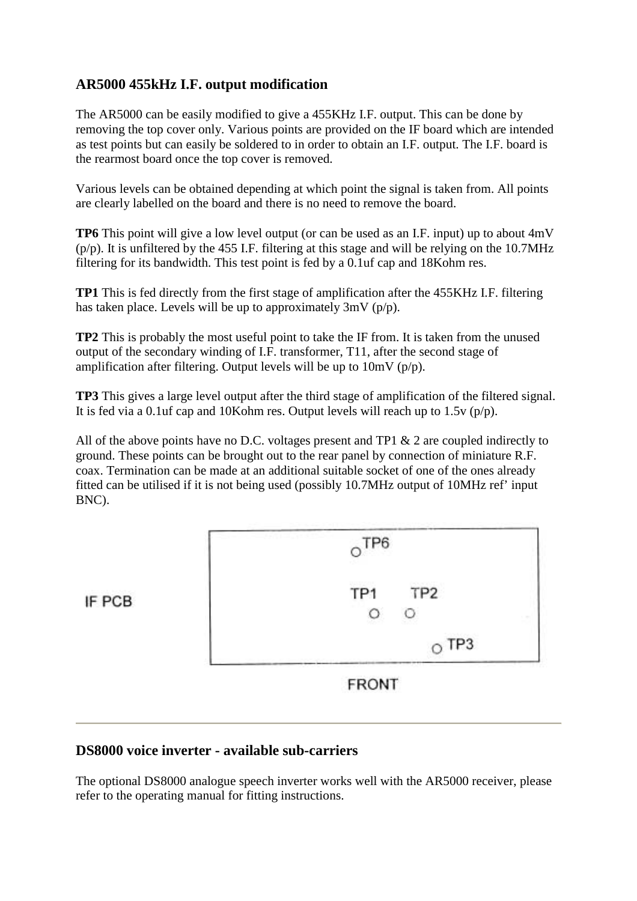## AR5000 455kHz I.F. output modification

The AR5000 can be easily modified to give a 455KHz I.F. output. This can be done by removing the top cover only. Various points are provided on the IF board which are intended as test points but can easily be soldered to in order to obtain an I.F. output. The I.F. board is the rearmost board once the top cover is removed.

Various levels can be obtained depending at which point the signal is taken from. All points are clearly labelled on the board and there is no need to remove the board.

**TP6** This point will give a low level output (or can be used as an I.F. input) up to about 4mV (p/p). It is unfiltered by the 455 I.F. filtering at this stage and will be relying on the 10.7MHz filtering for its bandwidth. This test point is fed by a 0.1uf cap and 18Kohm res.

**TP1** This is fed directly from the first stage of amplification after the 455KHz I.F. filtering has taken place. Levels will be up to approximately 3mV (p/p).

**TP2** This is probably the most useful point to take the IF from. It is taken from the unused output of the secondary winding of I.F. transformer, T11, after the second stage of amplification after filtering. Output levels will be up to 10mV (p/p).

**TP3** This gives a large level output after the third stage of amplification of the filtered signal. It is fed via a 0.1uf cap and 10Kohm res. Output levels will reach up to 1.5v (p/p).

All of the above points have no D.C. voltages present and TP1 & 2 are coupled indirectly to ground. These points can be brought out to the rear panel by connection of miniature R.F. coax. Termination can be made at an additional suitable socket of one of the ones already fitted can be utilised if it is not being used (possibly 10.7MHz output of 10MHz ref' input BNC).

IF PCB

TP6

TP1 TP2

TP3

FRONT

---

## DS8000 voice inverter - available sub-carriers

The optional DS8000 analogue speech inverter works well with the AR5000 receiver, please refer to the operating manual for fitting instructions.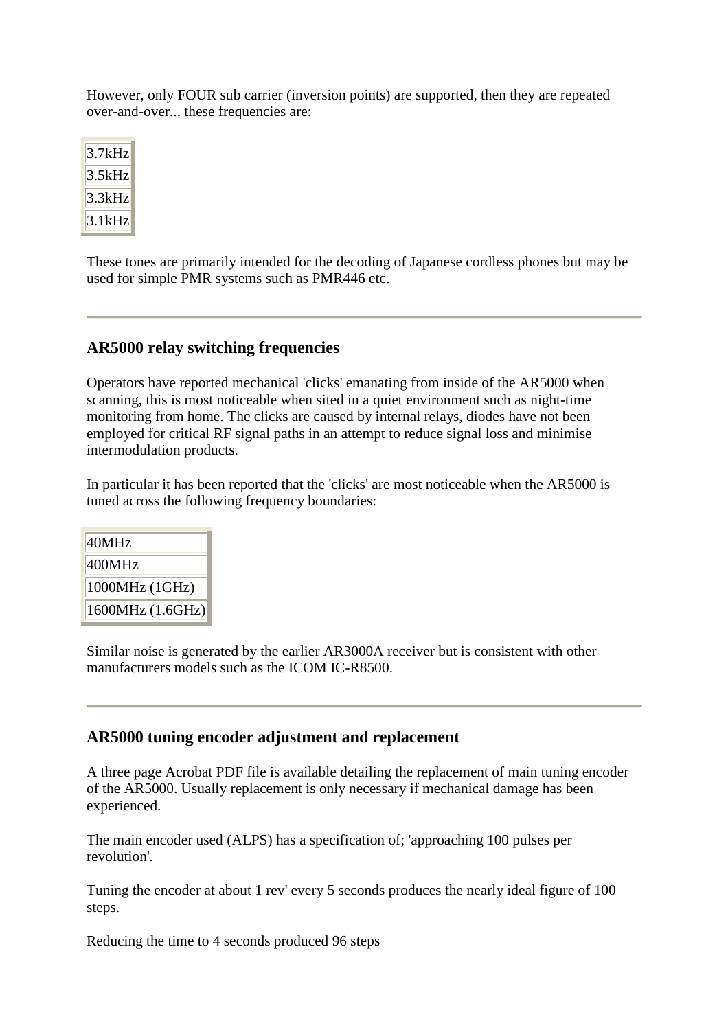However, only FOUR sub carrier (inversion points) are supported, then they are repeated over-and-over... these frequencies are:

| 3.7kHz |
|---|
| 3.5kHz |
| 3.3kHz |
| 3.1kHz |

These tones are primarily intended for the decoding of Japanese cordless phones but may be used for simple PMR systems such as PMR446 etc.

---

### AR5000 relay switching frequencies

Operators have reported mechanical 'clicks' emanating from inside of the AR5000 when scanning, this is most noticeable when sited in a quiet environment such as night-time monitoring from home. The clicks are caused by internal relays, diodes have not been employed for critical RF signal paths in an attempt to reduce signal loss and minimise intermodulation products.

In particular it has been reported that the 'clicks' are most noticeable when the AR5000 is tuned across the following frequency boundaries:

| 40MHz |
|---|
| 400MHz |
| 1000MHz (1GHz) |
| 1600MHz (1.6GHz) |

Similar noise is generated by the earlier AR3000A receiver but is consistent with other manufacturers models such as the ICOM IC-R8500.

---

### AR5000 tuning encoder adjustment and replacement

A three page Acrobat PDF file is available detailing the replacement of main tuning encoder of the AR5000. Usually replacement is only necessary if mechanical damage has been experienced.

The main encoder used (ALPS) has a specification of; 'approaching 100 pulses per revolution'.

Tuning the encoder at about 1 rev' every 5 seconds produces the nearly ideal figure of 100 steps.

Reducing the time to 4 seconds produced 96 steps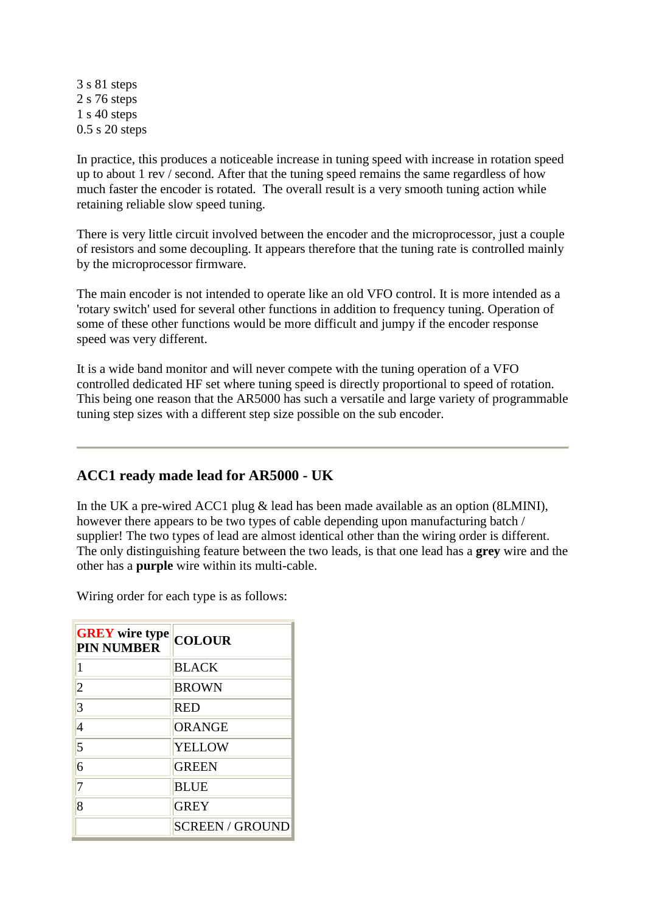3 s 81 steps
2 s 76 steps
1 s 40 steps
0.5 s 20 steps

In practice, this produces a noticeable increase in tuning speed with increase in rotation speed up to about 1 rev / second. After that the tuning speed remains the same regardless of how much faster the encoder is rotated. The overall result is a very smooth tuning action while retaining reliable slow speed tuning.

There is very little circuit involved between the encoder and the microprocessor, just a couple of resistors and some decoupling. It appears therefore that the tuning rate is controlled mainly by the microprocessor firmware.

The main encoder is not intended to operate like an old VFO control. It is more intended as a 'rotary switch' used for several other functions in addition to frequency tuning. Operation of some of these other functions would be more difficult and jumpy if the encoder response speed was very different.

It is a wide band monitor and will never compete with the tuning operation of a VFO controlled dedicated HF set where tuning speed is directly proportional to speed of rotation. This being one reason that the AR5000 has such a versatile and large variety of programmable tuning step sizes with a different step size possible on the sub encoder.

---

### ACC1 ready made lead for AR5000 - UK

In the UK a pre-wired ACC1 plug & lead has been made available as an option (8LMINI), however there appears to be two types of cable depending upon manufacturing batch / supplier! The two types of lead are almost identical other than the wiring order is different. The only distinguishing feature between the two leads, is that one lead has a **grey** wire and the other has a **purple** wire within its multi-cable.

Wiring order for each type is as follows:

| **GREY wire type PIN NUMBER** | **COLOUR** |
|---|---|
| 1 | BLACK |
| 2 | BROWN |
| 3 | RED |
| 4 | ORANGE |
| 5 | YELLOW |
| 6 | GREEN |
| 7 | BLUE |
| 8 | GREY |
| | SCREEN / GROUND |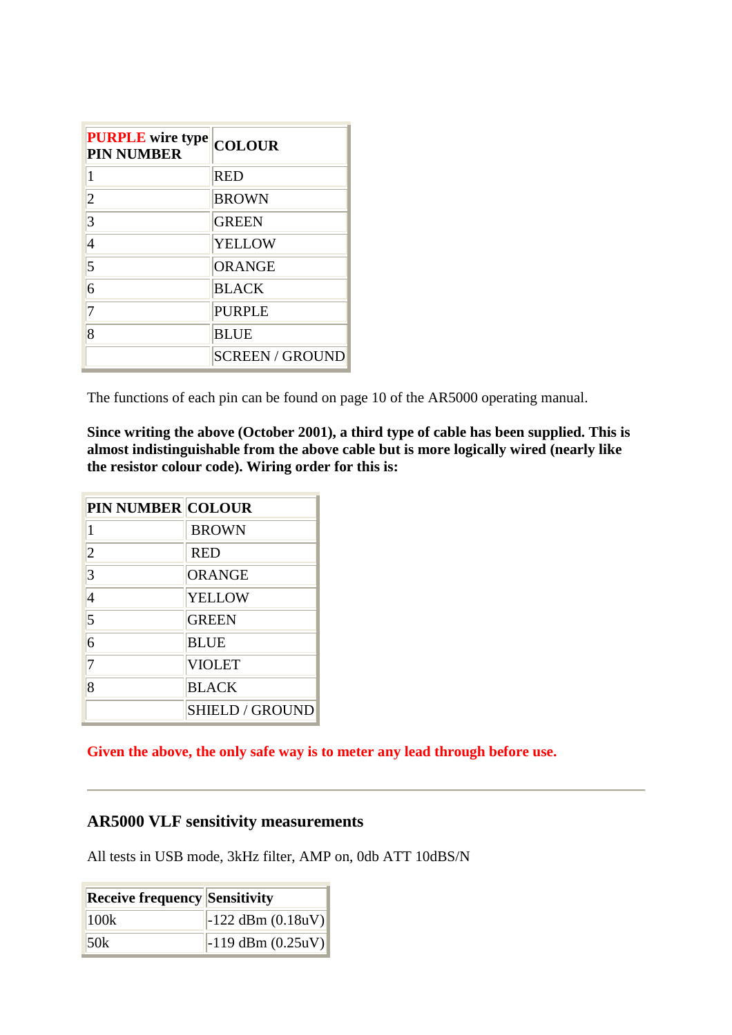| **PURPLE wire type PIN NUMBER** | **COLOUR** |
|---|---|
| 1 | RED |
| 2 | BROWN |
| 3 | GREEN |
| 4 | YELLOW |
| 5 | ORANGE |
| 6 | BLACK |
| 7 | PURPLE |
| 8 | BLUE |
| | SCREEN / GROUND |

The functions of each pin can be found on page 10 of the AR5000 operating manual.

**Since writing the above (October 2001), a third type of cable has been supplied. This is almost indistinguishable from the above cable but is more logically wired (nearly like the resistor colour code). Wiring order for this is:**

| **PIN NUMBER** | **COLOUR** |
|---|---|
| 1 | BROWN |
| 2 | RED |
| 3 | ORANGE |
| 4 | YELLOW |
| 5 | GREEN |
| 6 | BLUE |
| 7 | VIOLET |
| 8 | BLACK |
| | SHIELD / GROUND |

**Given the above, the only safe way is to meter any lead through before use.**

---

## AR5000 VLF sensitivity measurements

All tests in USB mode, 3kHz filter, AMP on, 0db ATT 10dBS/N

| **Receive frequency** | **Sensitivity** |
|---|---|
| 100k | -122 dBm (0.18uV) |
| 50k | -119 dBm (0.25uV) |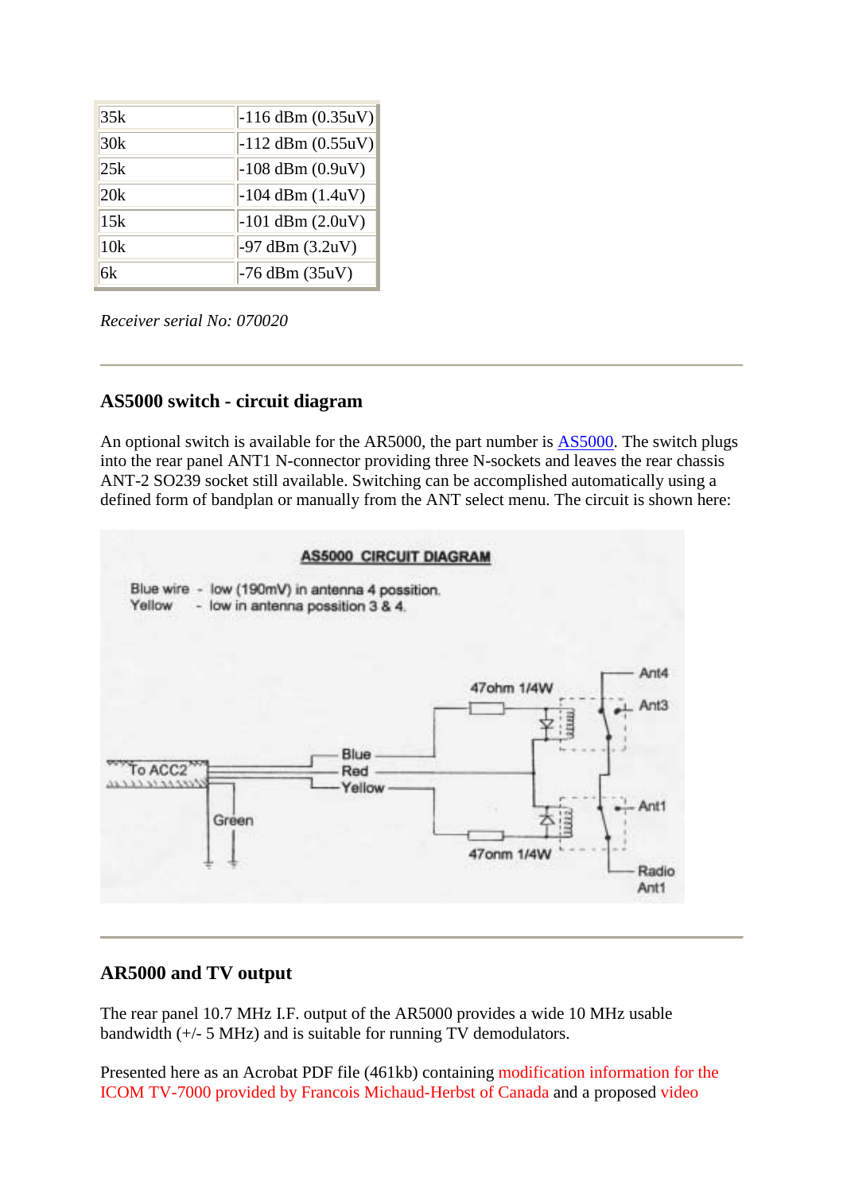| 35k | -116 dBm (0.35uV) |
|---|---|
| 30k | -112 dBm (0.55uV) |
| 25k | -108 dBm (0.9uV) |
| 20k | -104 dBm (1.4uV) |
| 15k | -101 dBm (2.0uV) |
| 10k | -97 dBm (3.2uV) |
| 6k | -76 dBm (35uV) |

*Receiver serial No: 070020*

---

### AS5000 switch - circuit diagram

An optional switch is available for the AR5000, the part number is AS5000. The switch plugs into the rear panel ANT1 N-connector providing three N-sockets and leaves the rear chassis ANT-2 SO239 socket still available. Switching can be accomplished automatically using a defined form of bandplan or manually from the ANT select menu. The circuit is shown here:

AS5000 CIRCUIT DIAGRAM

Blue wire - low (190mV) in antenna 4 possition.
Yellow - low in antenna possition 3 & 4.

---

### AR5000 and TV output

The rear panel 10.7 MHz I.F. output of the AR5000 provides a wide 10 MHz usable bandwidth (+/- 5 MHz) and is suitable for running TV demodulators.

Presented here as an Acrobat PDF file (461kb) containing modification information for the ICOM TV-7000 provided by Francois Michaud-Herbst of Canada and a proposed video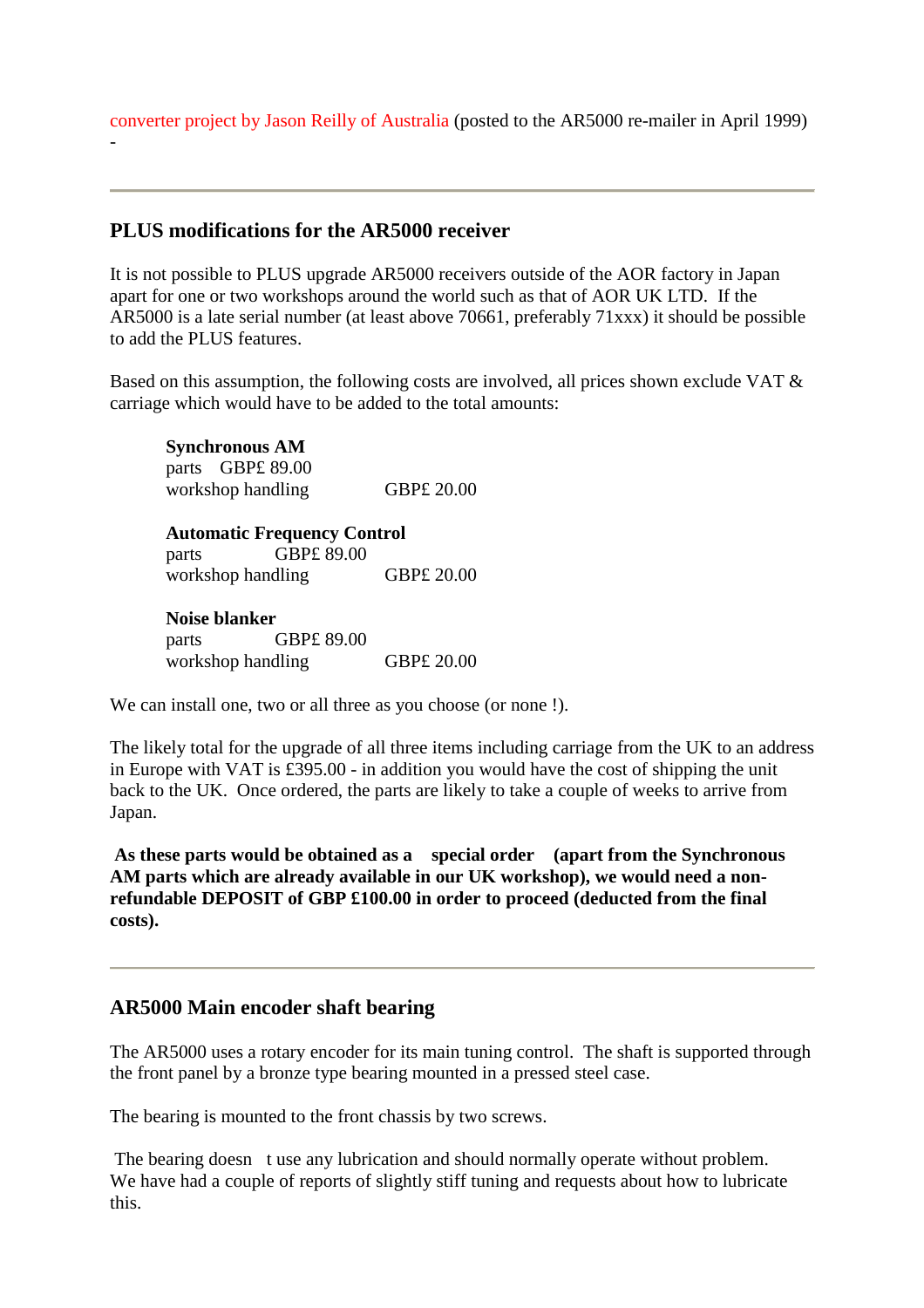converter project by Jason Reilly of Australia (posted to the AR5000 re-mailer in April 1999) -

---

## PLUS modifications for the AR5000 receiver

It is not possible to PLUS upgrade AR5000 receivers outside of the AOR factory in Japan apart for one or two workshops around the world such as that of AOR UK LTD. If the AR5000 is a late serial number (at least above 70661, preferably 71xxx) it should be possible to add the PLUS features.

Based on this assumption, the following costs are involved, all prices shown exclude VAT & carriage which would have to be added to the total amounts:

**Synchronous AM**
parts GBP£ 89.00
workshop handling GBP£ 20.00

**Automatic Frequency Control**
parts GBP£ 89.00
workshop handling GBP£ 20.00

**Noise blanker**
parts GBP£ 89.00
workshop handling GBP£ 20.00

We can install one, two or all three as you choose (or none !).

The likely total for the upgrade of all three items including carriage from the UK to an address in Europe with VAT is £395.00 - in addition you would have the cost of shipping the unit back to the UK. Once ordered, the parts are likely to take a couple of weeks to arrive from Japan.

**As these parts would be obtained as a special order (apart from the Synchronous AM parts which are already available in our UK workshop), we would need a non-refundable DEPOSIT of GBP £100.00 in order to proceed (deducted from the final costs).**

---

## AR5000 Main encoder shaft bearing

The AR5000 uses a rotary encoder for its main tuning control. The shaft is supported through the front panel by a bronze type bearing mounted in a pressed steel case.

The bearing is mounted to the front chassis by two screws.

The bearing doesn t use any lubrication and should normally operate without problem. We have had a couple of reports of slightly stiff tuning and requests about how to lubricate this.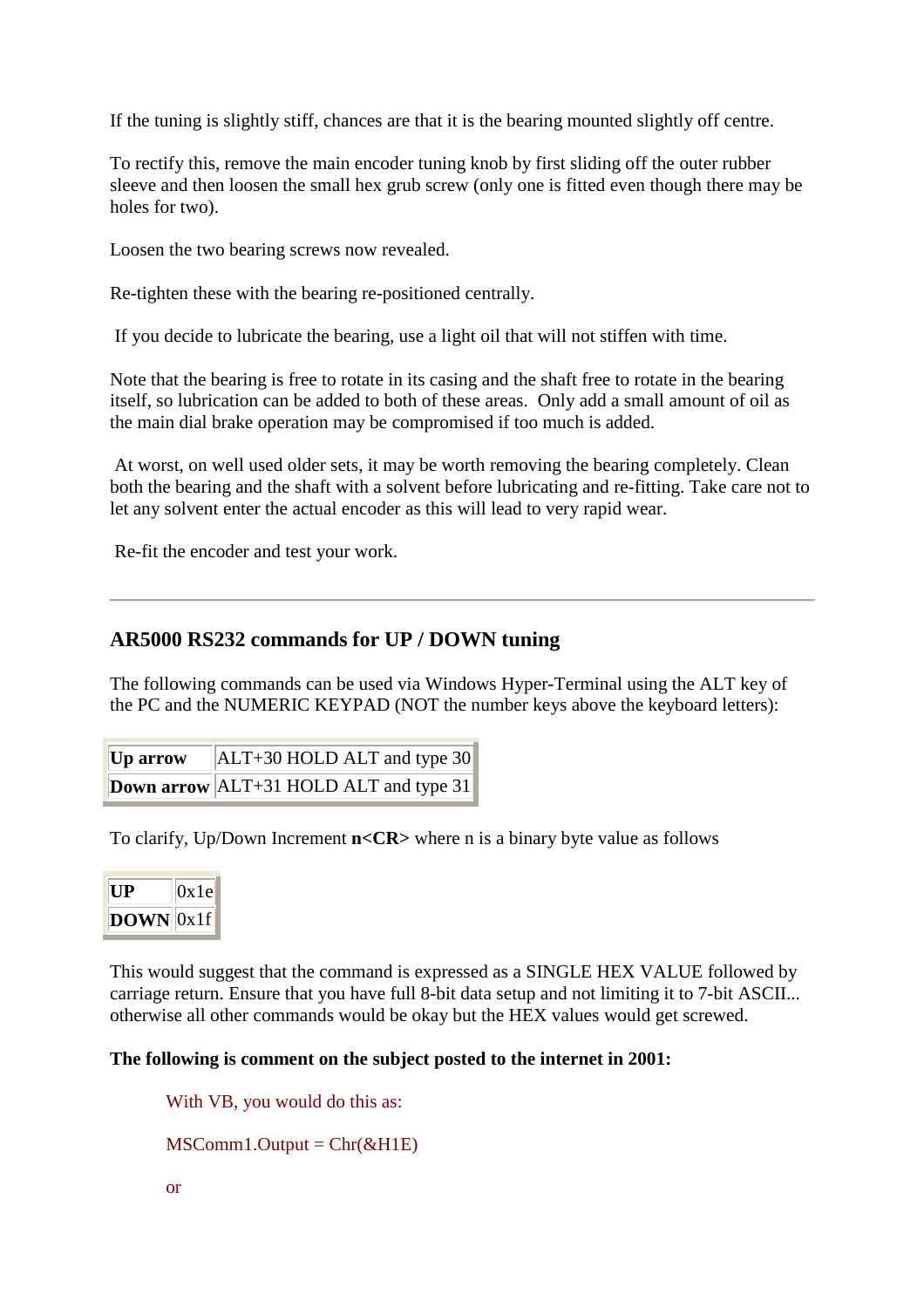If the tuning is slightly stiff, chances are that it is the bearing mounted slightly off centre.

To rectify this, remove the main encoder tuning knob by first sliding off the outer rubber sleeve and then loosen the small hex grub screw (only one is fitted even though there may be holes for two).

Loosen the two bearing screws now revealed.

Re-tighten these with the bearing re-positioned centrally.

If you decide to lubricate the bearing, use a light oil that will not stiffen with time.

Note that the bearing is free to rotate in its casing and the shaft free to rotate in the bearing itself, so lubrication can be added to both of these areas. Only add a small amount of oil as the main dial brake operation may be compromised if too much is added.

At worst, on well used older sets, it may be worth removing the bearing completely. Clean both the bearing and the shaft with a solvent before lubricating and re-fitting. Take care not to let any solvent enter the actual encoder as this will lead to very rapid wear.

Re-fit the encoder and test your work.

---

## AR5000 RS232 commands for UP / DOWN tuning

The following commands can be used via Windows Hyper-Terminal using the ALT key of the PC and the NUMERIC KEYPAD (NOT the number keys above the keyboard letters):

| | |
|---|---|
| **Up arrow** | ALT+30 HOLD ALT and type 30 |
| **Down arrow** | ALT+31 HOLD ALT and type 31 |

To clarify, Up/Down Increment **n<CR>** where n is a binary byte value as follows

| | |
|---|---|
| **UP** | 0x1e |
| **DOWN** | 0x1f |

This would suggest that the command is expressed as a SINGLE HEX VALUE followed by carriage return. Ensure that you have full 8-bit data setup and not limiting it to 7-bit ASCII... otherwise all other commands would be okay but the HEX values would get screwed.

**The following is comment on the subject posted to the internet in 2001:**

> With VB, you would do this as:
>
> MSComm1.Output = Chr(&H1E)
>
> or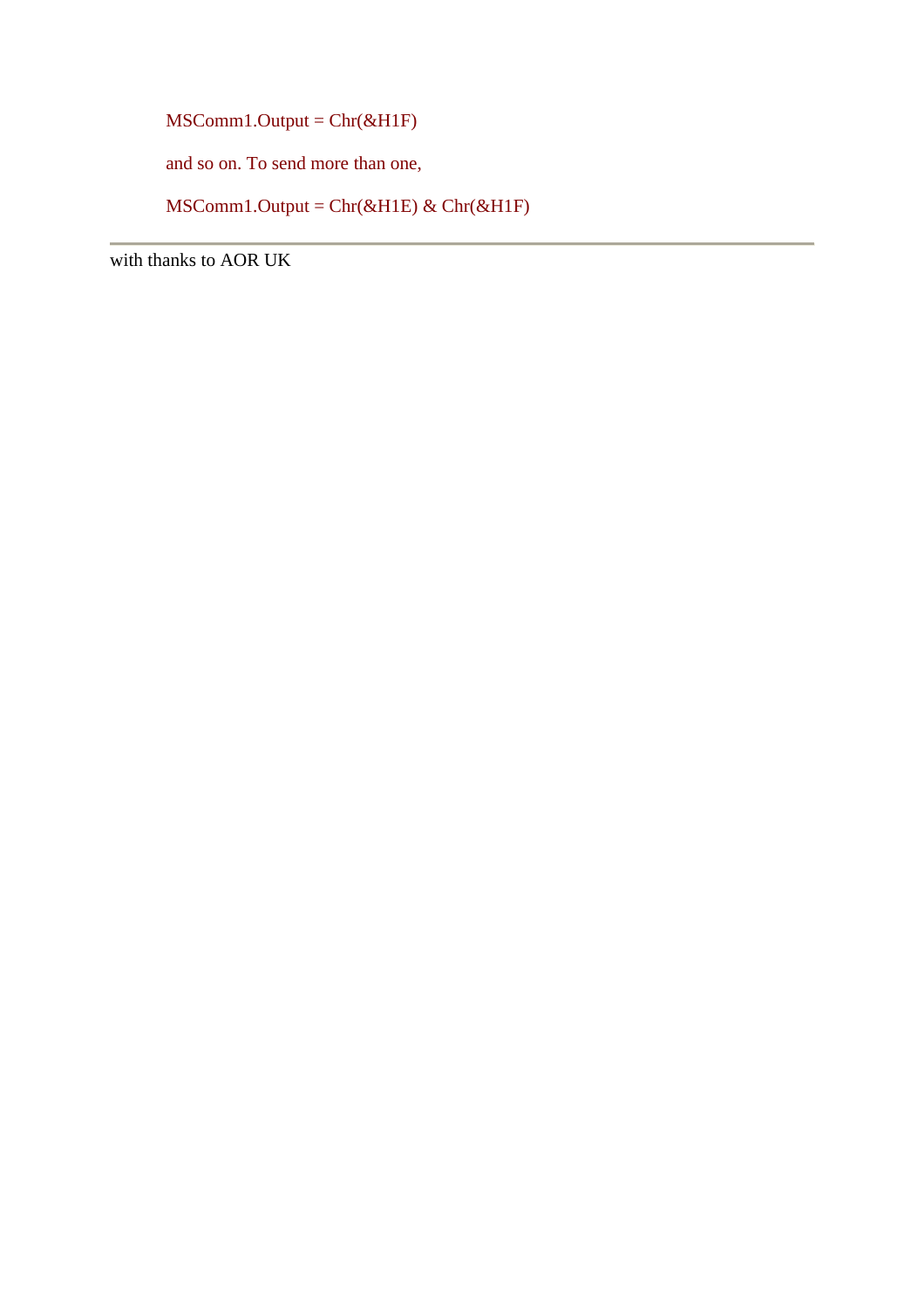```
MSComm1.Output = Chr(&H1F)
```

and so on. To send more than one,

```
MSComm1.Output = Chr(&H1E) & Chr(&H1F)
```

---

with thanks to AOR UK